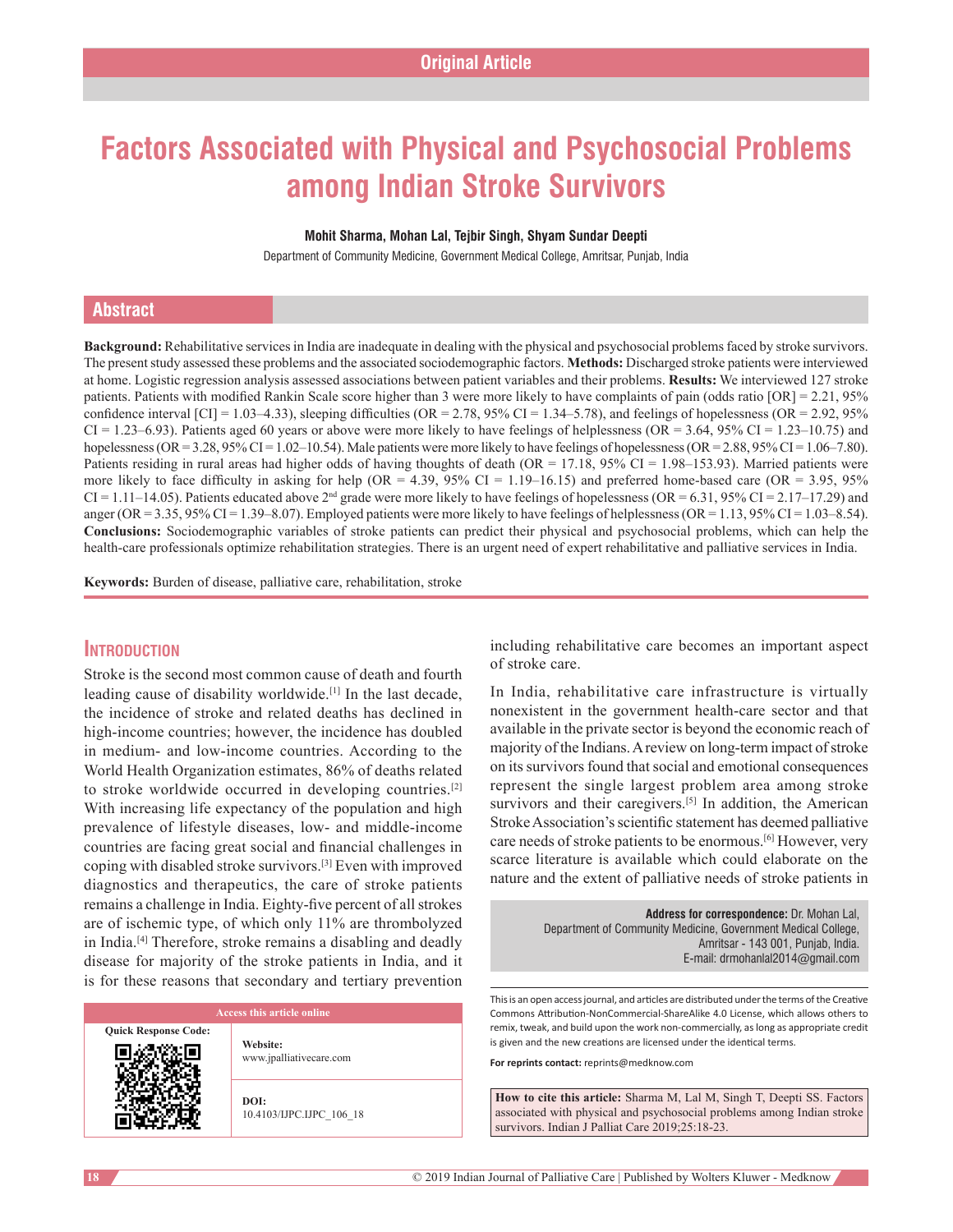Original Article

# Factors Associated with Physical and Psychosocial Problems among Indian Stroke Survivors

**Mohit Sharma, Mohan Lal, Tejbir Singh, Shyam Sundar Deepti**

Department of Community Medicine, Government Medical College, Amritsar, Punjab, India

## Abstract

**Background:** Rehabilitative services in India are inadequate in dealing with the physical and psychosocial problems faced by stroke survivors. The present study assessed these problems and the associated sociodemographic factors. **Methods:** Discharged stroke patients were interviewed at home. Logistic regression analysis assessed associations between patient variables and their problems. **Results:** We interviewed 127 stroke patients. Patients with modified Rankin Scale score higher than 3 were more likely to have complaints of pain (odds ratio [OR] = 2.21, 95% confidence interval [CI] = 1.03–4.33), sleeping difficulties (OR = 2.78, 95% CI = 1.34–5.78), and feelings of hopelessness (OR = 2.92, 95% CI = 1.23–6.93). Patients aged 60 years or above were more likely to have feelings of helplessness (OR = 3.64, 95% CI = 1.23–10.75) and hopelessness (OR = 3.28, 95% CI = 1.02–10.54). Male patients were more likely to have feelings of hopelessness (OR = 2.88, 95% CI = 1.06–7.80). Patients residing in rural areas had higher odds of having thoughts of death (OR = 17.18, 95% CI = 1.98–153.93). Married patients were more likely to face difficulty in asking for help (OR = 4.39, 95% CI = 1.19–16.15) and preferred home-based care (OR = 3.95, 95% CI = 1.11–14.05). Patients educated above 2nd grade were more likely to have feelings of hopelessness (OR = 6.31, 95% CI = 2.17–17.29) and anger (OR = 3.35, 95% CI = 1.39–8.07). Employed patients were more likely to have feelings of helplessness (OR = 1.13, 95% CI = 1.03–8.54). **Conclusions:** Sociodemographic variables of stroke patients can predict their physical and psychosocial problems, which can help the health-care professionals optimize rehabilitation strategies. There is an urgent need of expert rehabilitative and palliative services in India.

**Keywords:** Burden of disease, palliative care, rehabilitation, stroke

## Introduction

Stroke is the second most common cause of death and fourth leading cause of disability worldwide.[1] In the last decade, the incidence of stroke and related deaths has declined in high-income countries; however, the incidence has doubled in medium- and low-income countries. According to the World Health Organization estimates, 86% of deaths related to stroke worldwide occurred in developing countries.[2] With increasing life expectancy of the population and high prevalence of lifestyle diseases, low- and middle-income countries are facing great social and financial challenges in coping with disabled stroke survivors.[3] Even with improved diagnostics and therapeutics, the care of stroke patients remains a challenge in India. Eighty-five percent of all strokes are of ischemic type, of which only 11% are thrombolyzed in India.[4] Therefore, stroke remains a disabling and deadly disease for majority of the stroke patients in India, and it is for these reasons that secondary and tertiary prevention including rehabilitative care becomes an important aspect of stroke care.

In India, rehabilitative care infrastructure is virtually nonexistent in the government health-care sector and that available in the private sector is beyond the economic reach of majority of the Indians. A review on long-term impact of stroke on its survivors found that social and emotional consequences represent the single largest problem area among stroke survivors and their caregivers.[5] In addition, the American Stroke Association's scientific statement has deemed palliative care needs of stroke patients to be enormous.[6] However, very scarce literature is available which could elaborate on the nature and the extent of palliative needs of stroke patients in

**Address for correspondence:** Dr. Mohan Lal, Department of Community Medicine, Government Medical College, Amritsar - 143 001, Punjab, India. E-mail: drmohanlal2014@gmail.com

| Access this article online | |
|---|---|
| Quick Response Code: | Website: www.jpalliativecare.com |
| | DOI: 10.4103/IJPC.IJPC_106_18 |

This is an open access journal, and articles are distributed under the terms of the Creative Commons Attribution-NonCommercial-ShareAlike 4.0 License, which allows others to remix, tweak, and build upon the work non-commercially, as long as appropriate credit is given and the new creations are licensed under the identical terms.

**For reprints contact:** reprints@medknow.com

**How to cite this article:** Sharma M, Lal M, Singh T, Deepti SS. Factors associated with physical and psychosocial problems among Indian stroke survivors. Indian J Palliat Care 2019;25:18-23.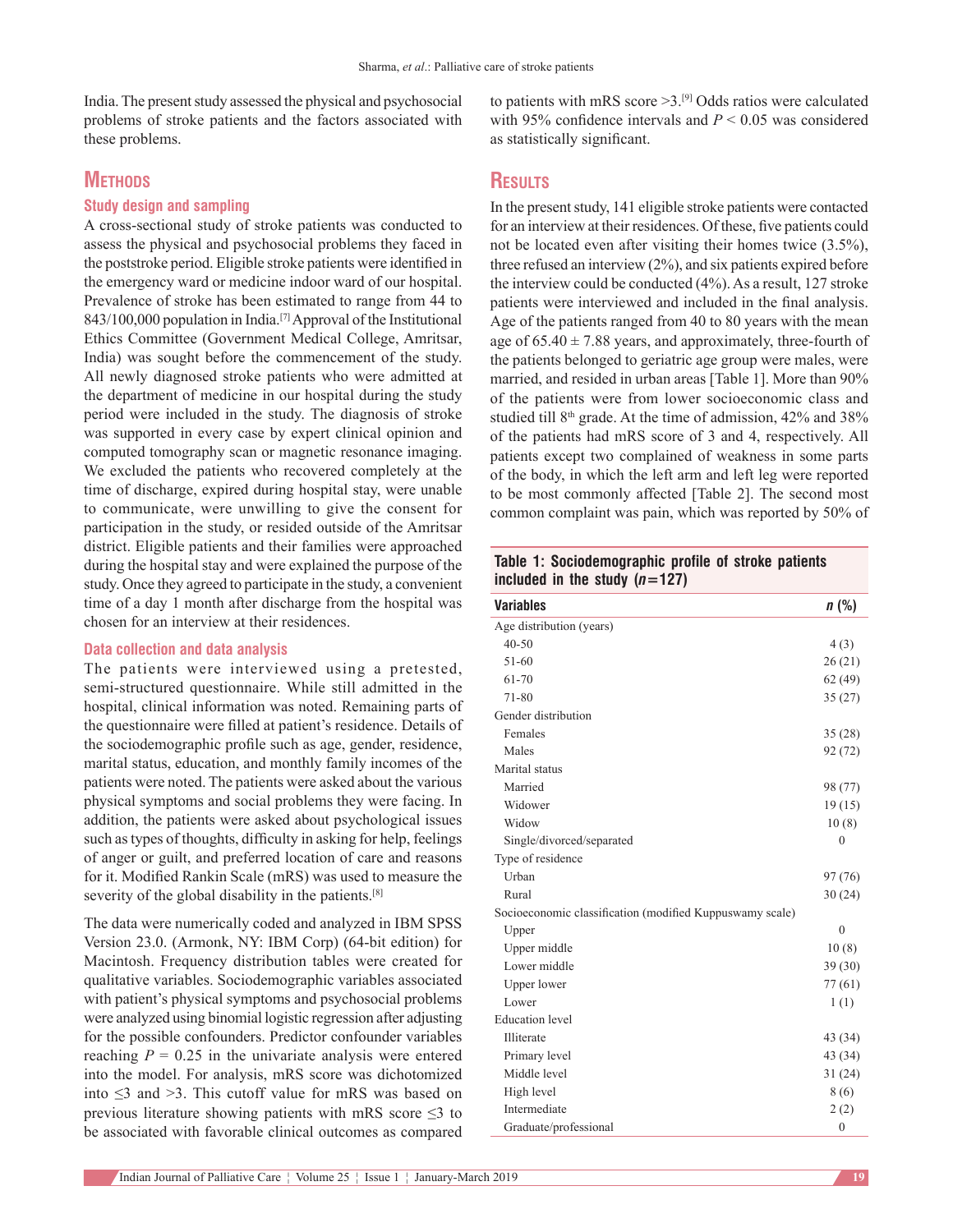India. The present study assessed the physical and psychosocial problems of stroke patients and the factors associated with these problems.

## Methods

### Study design and sampling

A cross-sectional study of stroke patients was conducted to assess the physical and psychosocial problems they faced in the poststroke period. Eligible stroke patients were identified in the emergency ward or medicine indoor ward of our hospital. Prevalence of stroke has been estimated to range from 44 to 843/100,000 population in India.[7] Approval of the Institutional Ethics Committee (Government Medical College, Amritsar, India) was sought before the commencement of the study. All newly diagnosed stroke patients who were admitted at the department of medicine in our hospital during the study period were included in the study. The diagnosis of stroke was supported in every case by expert clinical opinion and computed tomography scan or magnetic resonance imaging. We excluded the patients who recovered completely at the time of discharge, expired during hospital stay, were unable to communicate, were unwilling to give the consent for participation in the study, or resided outside of the Amritsar district. Eligible patients and their families were approached during the hospital stay and were explained the purpose of the study. Once they agreed to participate in the study, a convenient time of a day 1 month after discharge from the hospital was chosen for an interview at their residences.

### Data collection and data analysis

The patients were interviewed using a pretested, semi-structured questionnaire. While still admitted in the hospital, clinical information was noted. Remaining parts of the questionnaire were filled at patient's residence. Details of the sociodemographic profile such as age, gender, residence, marital status, education, and monthly family incomes of the patients were noted. The patients were asked about the various physical symptoms and social problems they were facing. In addition, the patients were asked about psychological issues such as types of thoughts, difficulty in asking for help, feelings of anger or guilt, and preferred location of care and reasons for it. Modified Rankin Scale (mRS) was used to measure the severity of the global disability in the patients.[8]

The data were numerically coded and analyzed in IBM SPSS Version 23.0. (Armonk, NY: IBM Corp) (64-bit edition) for Macintosh. Frequency distribution tables were created for qualitative variables. Sociodemographic variables associated with patient's physical symptoms and psychosocial problems were analyzed using binomial logistic regression after adjusting for the possible confounders. Predictor confounder variables reaching $P = 0.25$ in the univariate analysis were entered into the model. For analysis, mRS score was dichotomized into ≤3 and >3. This cutoff value for mRS was based on previous literature showing patients with mRS score ≤3 to be associated with favorable clinical outcomes as compared to patients with mRS score >3.[9] Odds ratios were calculated with 95% confidence intervals and $P < 0.05$ was considered as statistically significant.

## Results

In the present study, 141 eligible stroke patients were contacted for an interview at their residences. Of these, five patients could not be located even after visiting their homes twice (3.5%), three refused an interview (2%), and six patients expired before the interview could be conducted (4%). As a result, 127 stroke patients were interviewed and included in the final analysis. Age of the patients ranged from 40 to 80 years with the mean age of 65.40 ± 7.88 years, and approximately, three-fourth of the patients belonged to geriatric age group were males, were married, and resided in urban areas [Table 1]. More than 90% of the patients were from lower socioeconomic class and studied till 8th grade. At the time of admission, 42% and 38% of the patients had mRS score of 3 and 4, respectively. All patients except two complained of weakness in some parts of the body, in which the left arm and left leg were reported to be most commonly affected [Table 2]. The second most common complaint was pain, which was reported by 50% of

**Table 1: Sociodemographic profile of stroke patients included in the study (*n*=127)**

| Variables | *n* (%) |
|---|---|
| Age distribution (years) | |
| 40-50 | 4 (3) |
| 51-60 | 26 (21) |
| 61-70 | 62 (49) |
| 71-80 | 35 (27) |
| Gender distribution | |
| Females | 35 (28) |
| Males | 92 (72) |
| Marital status | |
| Married | 98 (77) |
| Widower | 19 (15) |
| Widow | 10 (8) |
| Single/divorced/separated | 0 |
| Type of residence | |
| Urban | 97 (76) |
| Rural | 30 (24) |
| Socioeconomic classification (modified Kuppuswamy scale) | |
| Upper | 0 |
| Upper middle | 10 (8) |
| Lower middle | 39 (30) |
| Upper lower | 77 (61) |
| Lower | 1 (1) |
| Education level | |
| Illiterate | 43 (34) |
| Primary level | 43 (34) |
| Middle level | 31 (24) |
| High level | 8 (6) |
| Intermediate | 2 (2) |
| Graduate/professional | 0 |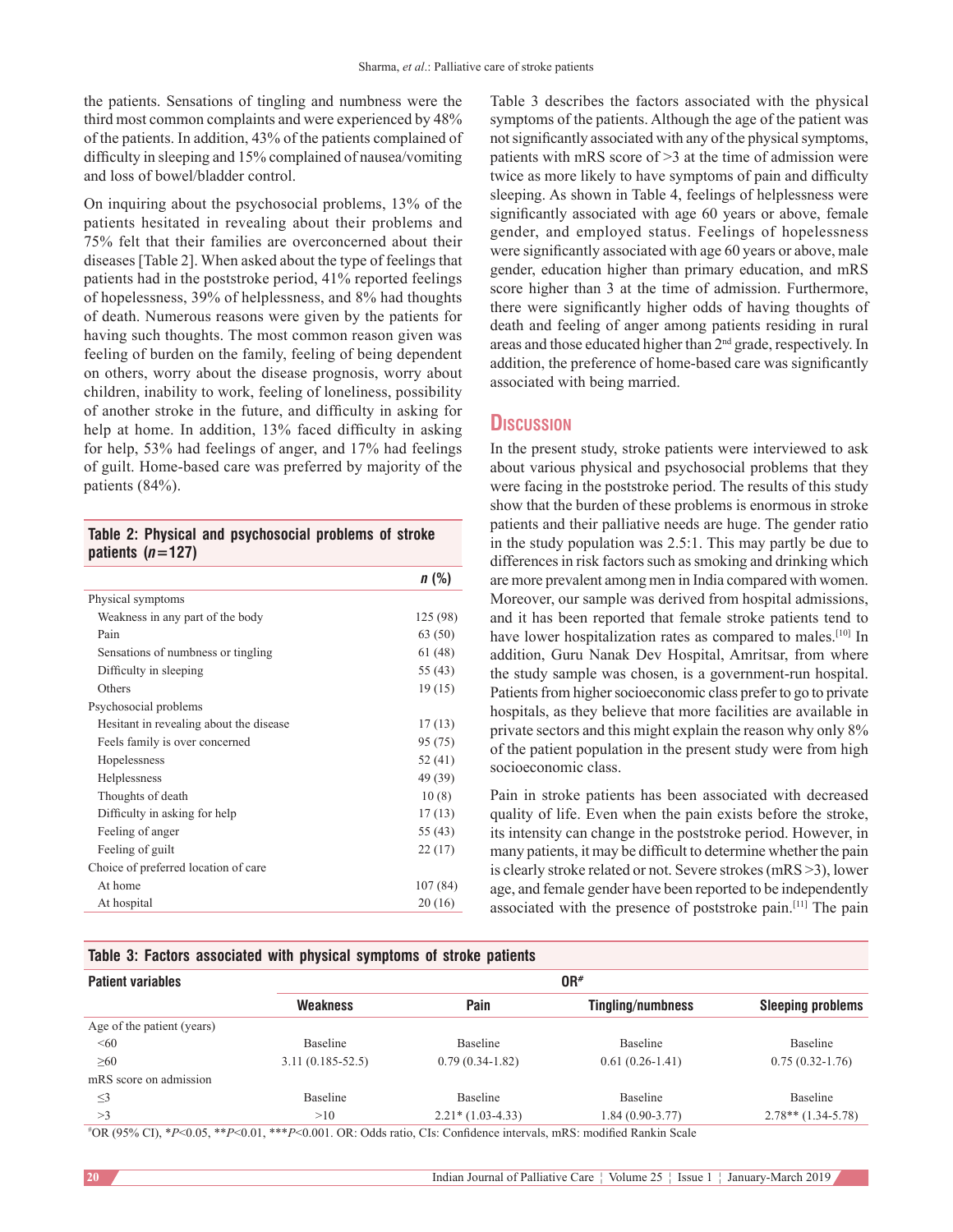the patients. Sensations of tingling and numbness were the third most common complaints and were experienced by 48% of the patients. In addition, 43% of the patients complained of difficulty in sleeping and 15% complained of nausea/vomiting and loss of bowel/bladder control.

On inquiring about the psychosocial problems, 13% of the patients hesitated in revealing about their problems and 75% felt that their families are overconcerned about their diseases [Table 2]. When asked about the type of feelings that patients had in the poststroke period, 41% reported feelings of hopelessness, 39% of helplessness, and 8% had thoughts of death. Numerous reasons were given by the patients for having such thoughts. The most common reason given was feeling of burden on the family, feeling of being dependent on others, worry about the disease prognosis, worry about children, inability to work, feeling of loneliness, possibility of another stroke in the future, and difficulty in asking for help at home. In addition, 13% faced difficulty in asking for help, 53% had feelings of anger, and 17% had feelings of guilt. Home-based care was preferred by majority of the patients (84%).

**Table 2: Physical and psychosocial problems of stroke patients (*n*=127)**

| | *n* (%) |
|---|---|
| Physical symptoms | |
| Weakness in any part of the body | 125 (98) |
| Pain | 63 (50) |
| Sensations of numbness or tingling | 61 (48) |
| Difficulty in sleeping | 55 (43) |
| Others | 19 (15) |
| Psychosocial problems | |
| Hesitant in revealing about the disease | 17 (13) |
| Feels family is over concerned | 95 (75) |
| Hopelessness | 52 (41) |
| Helplessness | 49 (39) |
| Thoughts of death | 10 (8) |
| Difficulty in asking for help | 17 (13) |
| Feeling of anger | 55 (43) |
| Feeling of guilt | 22 (17) |
| Choice of preferred location of care | |
| At home | 107 (84) |
| At hospital | 20 (16) |

Table 3 describes the factors associated with the physical symptoms of the patients. Although the age of the patient was not significantly associated with any of the physical symptoms, patients with mRS score of >3 at the time of admission were twice as more likely to have symptoms of pain and difficulty sleeping. As shown in Table 4, feelings of helplessness were significantly associated with age 60 years or above, female gender, and employed status. Feelings of hopelessness were significantly associated with age 60 years or above, male gender, education higher than primary education, and mRS score higher than 3 at the time of admission. Furthermore, there were significantly higher odds of having thoughts of death and feeling of anger among patients residing in rural areas and those educated higher than 2nd grade, respectively. In addition, the preference of home-based care was significantly associated with being married.

## Discussion

In the present study, stroke patients were interviewed to ask about various physical and psychosocial problems that they were facing in the poststroke period. The results of this study show that the burden of these problems is enormous in stroke patients and their palliative needs are huge. The gender ratio in the study population was 2.5:1. This may partly be due to differences in risk factors such as smoking and drinking which are more prevalent among men in India compared with women. Moreover, our sample was derived from hospital admissions, and it has been reported that female stroke patients tend to have lower hospitalization rates as compared to males.[10] In addition, Guru Nanak Dev Hospital, Amritsar, from where the study sample was chosen, is a government-run hospital. Patients from higher socioeconomic class prefer to go to private hospitals, as they believe that more facilities are available in private sectors and this might explain the reason why only 8% of the patient population in the present study were from high socioeconomic class.

Pain in stroke patients has been associated with decreased quality of life. Even when the pain exists before the stroke, its intensity can change in the poststroke period. However, in many patients, it may be difficult to determine whether the pain is clearly stroke related or not. Severe strokes (mRS >3), lower age, and female gender have been reported to be independently associated with the presence of poststroke pain.[11] The pain

**Table 3: Factors associated with physical symptoms of stroke patients**

| Patient variables | OR# | | | |
|---|---|---|---|---|
| | Weakness | Pain | Tingling/numbness | Sleeping problems |
| Age of the patient (years) | | | | |
| <60 | Baseline | Baseline | Baseline | Baseline |
| ≥60 | 3.11 (0.185-52.5) | 0.79 (0.34-1.82) | 0.61 (0.26-1.41) | 0.75 (0.32-1.76) |
| mRS score on admission | | | | |
| ≤3 | Baseline | Baseline | Baseline | Baseline |
| >3 | >10 | 2.21* (1.03-4.33) | 1.84 (0.90-3.77) | 2.78** (1.34-5.78) |

#OR (95% CI), *$P$<0.05, **$P$<0.01, ***$P$<0.001. OR: Odds ratio, CIs: Confidence intervals, mRS: modified Rankin Scale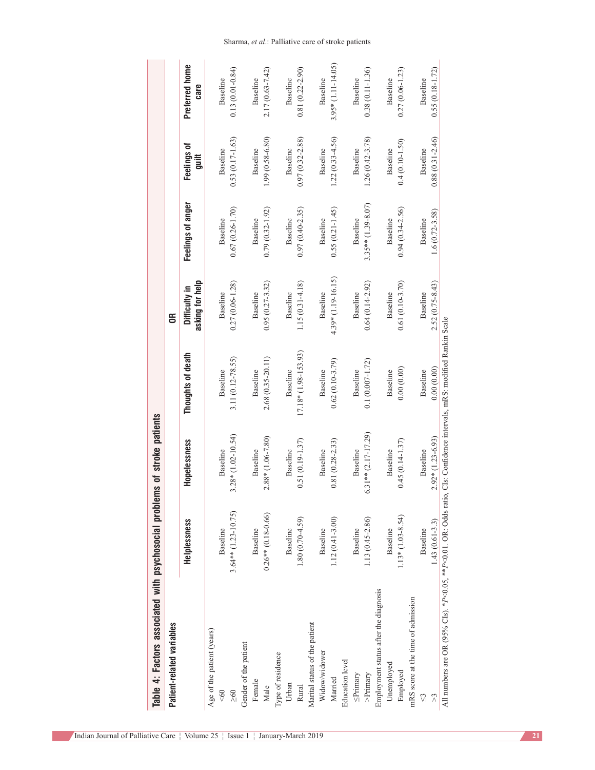**Table 4: Factors associated with psychosocial problems of stroke patients**

| Patient-related variables | OR | | | | | | |
|---|---|---|---|---|---|---|---|
| | Helplessness | Hopelessness | Thoughts of death | Difficulty in asking for help | Feelings of anger | Feelings of guilt | Preferred home care |
| Age of the patient (years) | | | | | | | |
| <60 | Baseline | Baseline | Baseline | Baseline | Baseline | Baseline | Baseline |
| ≥60 | 3.64** (1.23-10.75) | 3.28* (1.02-10.54) | 3.11 (0.12-78.55) | 0.27 (0.06-1.28) | 0.67 (0.26-1.70) | 0.53 (0.17-1.63) | 0.13 (0.01-0.84) |
| Gender of the patient | | | | | | | |
| Female | Baseline | Baseline | Baseline | Baseline | Baseline | Baseline | Baseline |
| Male | 0.26** (0.18-0.66) | 2.88* (1.06-7.80) | 2.68 (0.35-20.11) | 0.95 (0.27-3.32) | 0.79 (0.32-1.92) | 1.99 (0.58-6.80) | 2.17 (0.63-7.42) |
| Type of residence | | | | | | | |
| Urban | Baseline | Baseline | Baseline | Baseline | Baseline | Baseline | Baseline |
| Rural | 1.80 (0.70-4.59) | 0.51 (0.19-1.37) | 17.18* (1.98-153.93) | 1.15 (0.31-4.18) | 0.97 (0.40-2.35) | 0.97 (0.32-2.88) | 0.81 (0.22-2.90) |
| Marital status of the patient | | | | | | | |
| Widow/widower | Baseline | Baseline | Baseline | Baseline | Baseline | Baseline | Baseline |
| Married | 1.12 (0.41-3.00) | 0.81 (0.28-2.33) | 0.62 (0.10-3.79) | 4.39* (1.19-16.15) | 0.55 (0.21-1.45) | 1.22 (0.33-4.56) | 3.95* (1.11-14.05) |
| Education level | | | | | | | |
| ≤Primary | Baseline | Baseline | Baseline | Baseline | Baseline | Baseline | Baseline |
| >Primary | 1.13 (0.45-2.86) | 6.31** (2.17-17.29) | 0.1 (0.007-1.72) | 0.64 (0.14-2.92) | 3.35** (1.39-8.07) | 1.26 (0.42-3.78) | 0.38 (0.11-1.36) |
| Employment status after the diagnosis | | | | | | | |
| Unemployed | Baseline | Baseline | Baseline | Baseline | Baseline | Baseline | Baseline |
| Employed | 1.13* (1.03-8.54) | 0.45 (0.14-1.37) | 0.00 (0.00) | 0.61 (0.10-3.70) | 0.94 (0.34-2.56) | 0.4 (0.10-1.50) | 0.27 (0.06-1.23) |
| mRS score at the time of admission | | | | | | | |
| ≤3 | Baseline | Baseline | Baseline | Baseline | Baseline | Baseline | Baseline |
| >3 | 1.43 (0.61-3.3) | 2.92* (1.23-6.93) | 0.00 (0.00) | 2.52 (0.75-8.43) | 1.6 (0.72-3.58) | 0.88 (0.31-2.46) | 0.55 (0.18-1.72) |

All numbers are OR (95% CIs). *$P<0.05$, **$P<0.01$. OR: Odds ratio, CIs: Confidence intervals, mRS: modified Rankin Scale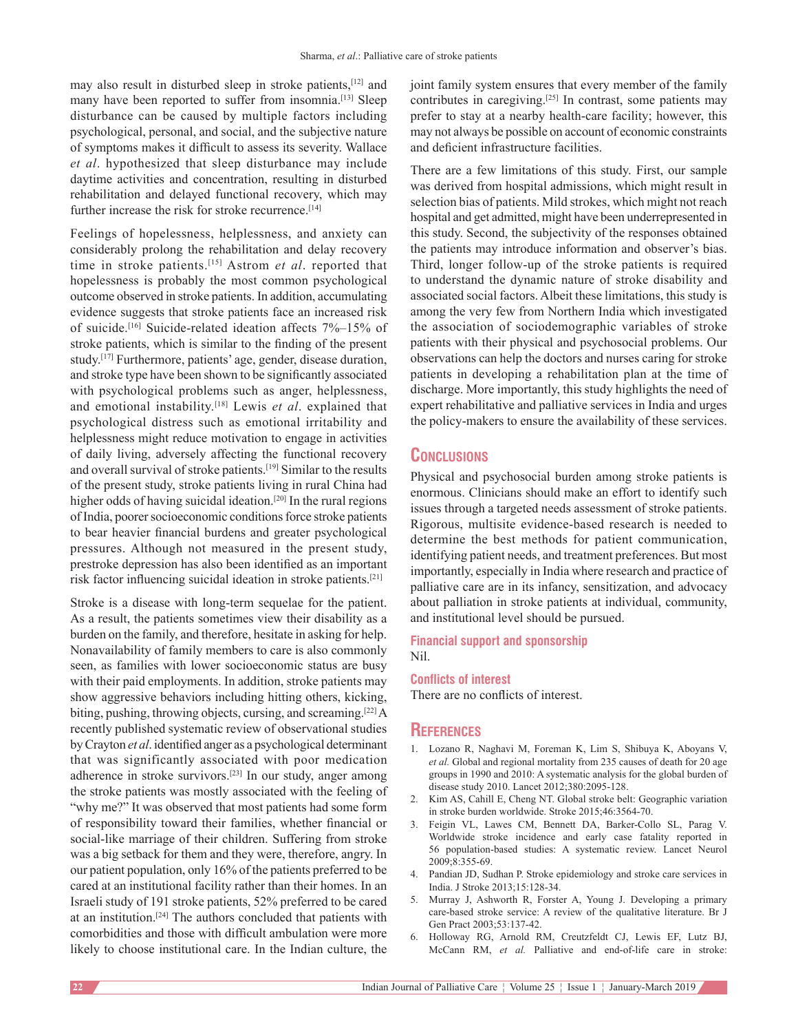may also result in disturbed sleep in stroke patients,[12] and many have been reported to suffer from insomnia.[13] Sleep disturbance can be caused by multiple factors including psychological, personal, and social, and the subjective nature of symptoms makes it difficult to assess its severity. Wallace *et al*. hypothesized that sleep disturbance may include daytime activities and concentration, resulting in disturbed rehabilitation and delayed functional recovery, which may further increase the risk for stroke recurrence.[14]

Feelings of hopelessness, helplessness, and anxiety can considerably prolong the rehabilitation and delay recovery time in stroke patients.[15] Astrom *et al*. reported that hopelessness is probably the most common psychological outcome observed in stroke patients. In addition, accumulating evidence suggests that stroke patients face an increased risk of suicide.[16] Suicide-related ideation affects 7%–15% of stroke patients, which is similar to the finding of the present study.[17] Furthermore, patients' age, gender, disease duration, and stroke type have been shown to be significantly associated with psychological problems such as anger, helplessness, and emotional instability.[18] Lewis *et al*. explained that psychological distress such as emotional irritability and helplessness might reduce motivation to engage in activities of daily living, adversely affecting the functional recovery and overall survival of stroke patients.[19] Similar to the results of the present study, stroke patients living in rural China had higher odds of having suicidal ideation.[20] In the rural regions of India, poorer socioeconomic conditions force stroke patients to bear heavier financial burdens and greater psychological pressures. Although not measured in the present study, prestroke depression has also been identified as an important risk factor influencing suicidal ideation in stroke patients.[21]

Stroke is a disease with long-term sequelae for the patient. As a result, the patients sometimes view their disability as a burden on the family, and therefore, hesitate in asking for help. Nonavailability of family members to care is also commonly seen, as families with lower socioeconomic status are busy with their paid employments. In addition, stroke patients may show aggressive behaviors including hitting others, kicking, biting, pushing, throwing objects, cursing, and screaming.[22] A recently published systematic review of observational studies by Crayton *et al*. identified anger as a psychological determinant that was significantly associated with poor medication adherence in stroke survivors.[23] In our study, anger among the stroke patients was mostly associated with the feeling of "why me?" It was observed that most patients had some form of responsibility toward their families, whether financial or social-like marriage of their children. Suffering from stroke was a big setback for them and they were, therefore, angry. In our patient population, only 16% of the patients preferred to be cared at an institutional facility rather than their homes. In an Israeli study of 191 stroke patients, 52% preferred to be cared at an institution.[24] The authors concluded that patients with comorbidities and those with difficult ambulation were more likely to choose institutional care. In the Indian culture, the joint family system ensures that every member of the family contributes in caregiving.[25] In contrast, some patients may prefer to stay at a nearby health-care facility; however, this may not always be possible on account of economic constraints and deficient infrastructure facilities.

There are a few limitations of this study. First, our sample was derived from hospital admissions, which might result in selection bias of patients. Mild strokes, which might not reach hospital and get admitted, might have been underrepresented in this study. Second, the subjectivity of the responses obtained the patients may introduce information and observer's bias. Third, longer follow-up of the stroke patients is required to understand the dynamic nature of stroke disability and associated social factors. Albeit these limitations, this study is among the very few from Northern India which investigated the association of sociodemographic variables of stroke patients with their physical and psychosocial problems. Our observations can help the doctors and nurses caring for stroke patients in developing a rehabilitation plan at the time of discharge. More importantly, this study highlights the need of expert rehabilitative and palliative services in India and urges the policy-makers to ensure the availability of these services.

## Conclusions

Physical and psychosocial burden among stroke patients is enormous. Clinicians should make an effort to identify such issues through a targeted needs assessment of stroke patients. Rigorous, multisite evidence-based research is needed to determine the best methods for patient communication, identifying patient needs, and treatment preferences. But most importantly, especially in India where research and practice of palliative care are in its infancy, sensitization, and advocacy about palliation in stroke patients at individual, community, and institutional level should be pursued.

### Financial support and sponsorship

Nil.

### Conflicts of interest

There are no conflicts of interest.

## References

1. Lozano R, Naghavi M, Foreman K, Lim S, Shibuya K, Aboyans V, *et al.* Global and regional mortality from 235 causes of death for 20 age groups in 1990 and 2010: A systematic analysis for the global burden of disease study 2010. Lancet 2012;380:2095-128.
2. Kim AS, Cahill E, Cheng NT. Global stroke belt: Geographic variation in stroke burden worldwide. Stroke 2015;46:3564-70.
3. Feigin VL, Lawes CM, Bennett DA, Barker-Collo SL, Parag V. Worldwide stroke incidence and early case fatality reported in 56 population-based studies: A systematic review. Lancet Neurol 2009;8:355-69.
4. Pandian JD, Sudhan P. Stroke epidemiology and stroke care services in India. J Stroke 2013;15:128-34.
5. Murray J, Ashworth R, Forster A, Young J. Developing a primary care-based stroke service: A review of the qualitative literature. Br J Gen Pract 2003;53:137-42.
6. Holloway RG, Arnold RM, Creutzfeldt CJ, Lewis EF, Lutz BJ, McCann RM, *et al.* Palliative and end-of-life care in stroke: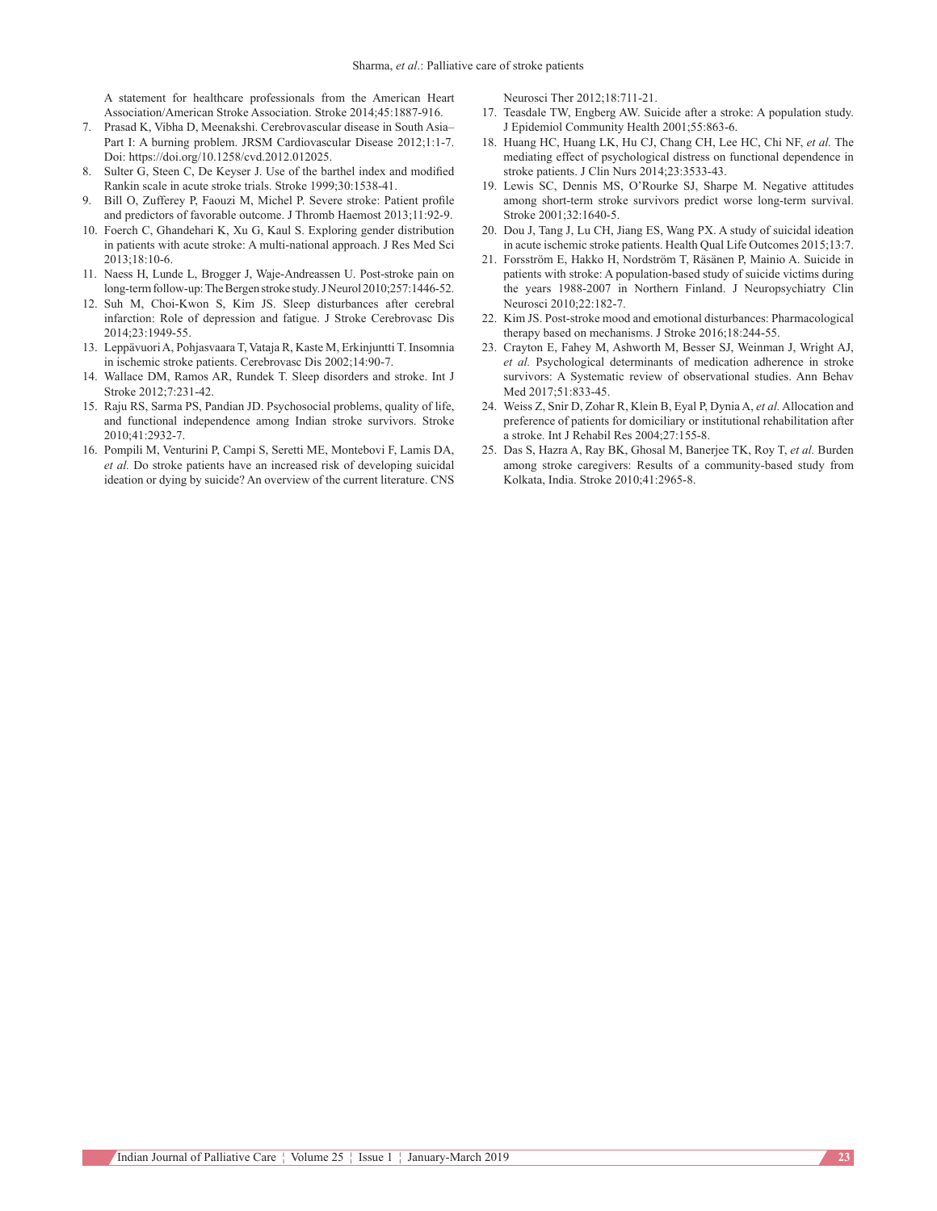A statement for healthcare professionals from the American Heart Association/American Stroke Association. Stroke 2014;45:1887-916.

7. Prasad K, Vibha D, Meenakshi. Cerebrovascular disease in South Asia– Part I: A burning problem. JRSM Cardiovascular Disease 2012;1:1-7. Doi: https://doi.org/10.1258/cvd.2012.012025.
8. Sulter G, Steen C, De Keyser J. Use of the barthel index and modified Rankin scale in acute stroke trials. Stroke 1999;30:1538-41.
9. Bill O, Zufferey P, Faouzi M, Michel P. Severe stroke: Patient profile and predictors of favorable outcome. J Thromb Haemost 2013;11:92-9.
10. Foerch C, Ghandehari K, Xu G, Kaul S. Exploring gender distribution in patients with acute stroke: A multi-national approach. J Res Med Sci 2013;18:10-6.
11. Naess H, Lunde L, Brogger J, Waje-Andreassen U. Post-stroke pain on long-term follow-up: The Bergen stroke study. J Neurol 2010;257:1446-52.
12. Suh M, Choi-Kwon S, Kim JS. Sleep disturbances after cerebral infarction: Role of depression and fatigue. J Stroke Cerebrovasc Dis 2014;23:1949-55.
13. Leppävuori A, Pohjasvaara T, Vataja R, Kaste M, Erkinjuntti T. Insomnia in ischemic stroke patients. Cerebrovasc Dis 2002;14:90-7.
14. Wallace DM, Ramos AR, Rundek T. Sleep disorders and stroke. Int J Stroke 2012;7:231-42.
15. Raju RS, Sarma PS, Pandian JD. Psychosocial problems, quality of life, and functional independence among Indian stroke survivors. Stroke 2010;41:2932-7.
16. Pompili M, Venturini P, Campi S, Seretti ME, Montebovi F, Lamis DA, *et al.* Do stroke patients have an increased risk of developing suicidal ideation or dying by suicide? An overview of the current literature. CNS Neurosci Ther 2012;18:711-21.
17. Teasdale TW, Engberg AW. Suicide after a stroke: A population study. J Epidemiol Community Health 2001;55:863-6.
18. Huang HC, Huang LK, Hu CJ, Chang CH, Lee HC, Chi NF, *et al.* The mediating effect of psychological distress on functional dependence in stroke patients. J Clin Nurs 2014;23:3533-43.
19. Lewis SC, Dennis MS, O'Rourke SJ, Sharpe M. Negative attitudes among short-term stroke survivors predict worse long-term survival. Stroke 2001;32:1640-5.
20. Dou J, Tang J, Lu CH, Jiang ES, Wang PX. A study of suicidal ideation in acute ischemic stroke patients. Health Qual Life Outcomes 2015;13:7.
21. Forsström E, Hakko H, Nordström T, Räsänen P, Mainio A. Suicide in patients with stroke: A population-based study of suicide victims during the years 1988-2007 in Northern Finland. J Neuropsychiatry Clin Neurosci 2010;22:182-7.
22. Kim JS. Post-stroke mood and emotional disturbances: Pharmacological therapy based on mechanisms. J Stroke 2016;18:244-55.
23. Crayton E, Fahey M, Ashworth M, Besser SJ, Weinman J, Wright AJ, *et al.* Psychological determinants of medication adherence in stroke survivors: A Systematic review of observational studies. Ann Behav Med 2017;51:833-45.
24. Weiss Z, Snir D, Zohar R, Klein B, Eyal P, Dynia A, *et al.* Allocation and preference of patients for domiciliary or institutional rehabilitation after a stroke. Int J Rehabil Res 2004;27:155-8.
25. Das S, Hazra A, Ray BK, Ghosal M, Banerjee TK, Roy T, *et al.* Burden among stroke caregivers: Results of a community-based study from Kolkata, India. Stroke 2010;41:2965-8.